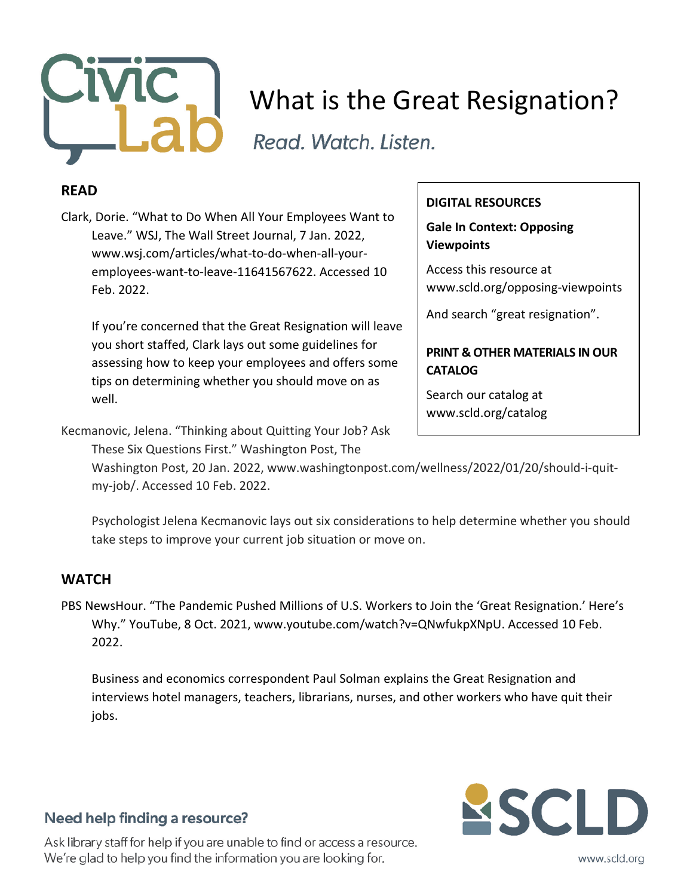# What is the Great Resignation?

*Read. Watch. Listen.*

## READ

Clark, Dorie. "What to Do When All Your Employees Want to Leave." WSJ, The Wall Street Journal, 7 Jan. 2022, www.wsj.com/articles/what-to-do-when-all-your-employees-want-to-leave-11641567622. Accessed 10 Feb. 2022.

If you're concerned that the Great Resignation will leave you short staffed, Clark lays out some guidelines for assessing how to keep your employees and offers some tips on determining whether you should move on as well.

Kecmanovic, Jelena. "Thinking about Quitting Your Job? Ask These Six Questions First." Washington Post, The Washington Post, 20 Jan. 2022, www.washingtonpost.com/wellness/2022/01/20/should-i-quit-my-job/. Accessed 10 Feb. 2022.

Psychologist Jelena Kecmanovic lays out six considerations to help determine whether you should take steps to improve your current job situation or move on.

## WATCH

PBS NewsHour. "The Pandemic Pushed Millions of U.S. Workers to Join the 'Great Resignation.' Here's Why." YouTube, 8 Oct. 2021, www.youtube.com/watch?v=QNwfukpXNpU. Accessed 10 Feb. 2022.

Business and economics correspondent Paul Solman explains the Great Resignation and interviews hotel managers, teachers, librarians, nurses, and other workers who have quit their jobs.

**DIGITAL RESOURCES**

**Gale In Context: Opposing Viewpoints**

Access this resource at www.scld.org/opposing-viewpoints

And search "great resignation".

**PRINT & OTHER MATERIALS IN OUR CATALOG**

Search our catalog at www.scld.org/catalog

**Need help finding a resource?**

Ask library staff for help if you are unable to find or access a resource. We're glad to help you find the information you are looking for.

SCLD

www.scld.org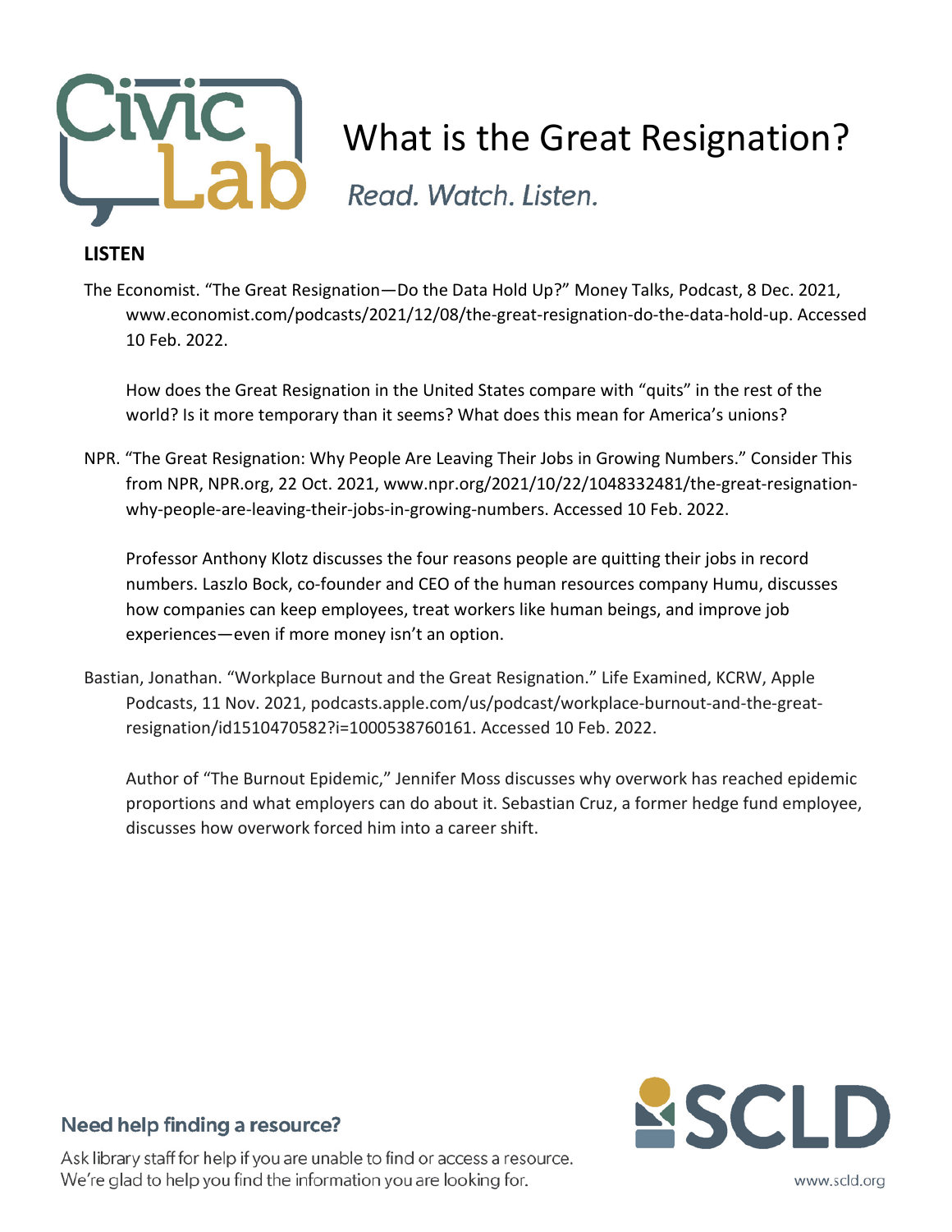# What is the Great Resignation?

*Read. Watch. Listen.*

## LISTEN

The Economist. "The Great Resignation—Do the Data Hold Up?" Money Talks, Podcast, 8 Dec. 2021, www.economist.com/podcasts/2021/12/08/the-great-resignation-do-the-data-hold-up. Accessed 10 Feb. 2022.

How does the Great Resignation in the United States compare with "quits" in the rest of the world? Is it more temporary than it seems? What does this mean for America's unions?

NPR. "The Great Resignation: Why People Are Leaving Their Jobs in Growing Numbers." Consider This from NPR, NPR.org, 22 Oct. 2021, www.npr.org/2021/10/22/1048332481/the-great-resignation-why-people-are-leaving-their-jobs-in-growing-numbers. Accessed 10 Feb. 2022.

Professor Anthony Klotz discusses the four reasons people are quitting their jobs in record numbers. Laszlo Bock, co-founder and CEO of the human resources company Humu, discusses how companies can keep employees, treat workers like human beings, and improve job experiences—even if more money isn't an option.

Bastian, Jonathan. "Workplace Burnout and the Great Resignation." Life Examined, KCRW, Apple Podcasts, 11 Nov. 2021, podcasts.apple.com/us/podcast/workplace-burnout-and-the-great-resignation/id1510470582?i=1000538760161. Accessed 10 Feb. 2022.

Author of "The Burnout Epidemic," Jennifer Moss discusses why overwork has reached epidemic proportions and what employers can do about it. Sebastian Cruz, a former hedge fund employee, discusses how overwork forced him into a career shift.

**Need help finding a resource?**

Ask library staff for help if you are unable to find or access a resource. We're glad to help you find the information you are looking for.

www.scld.org